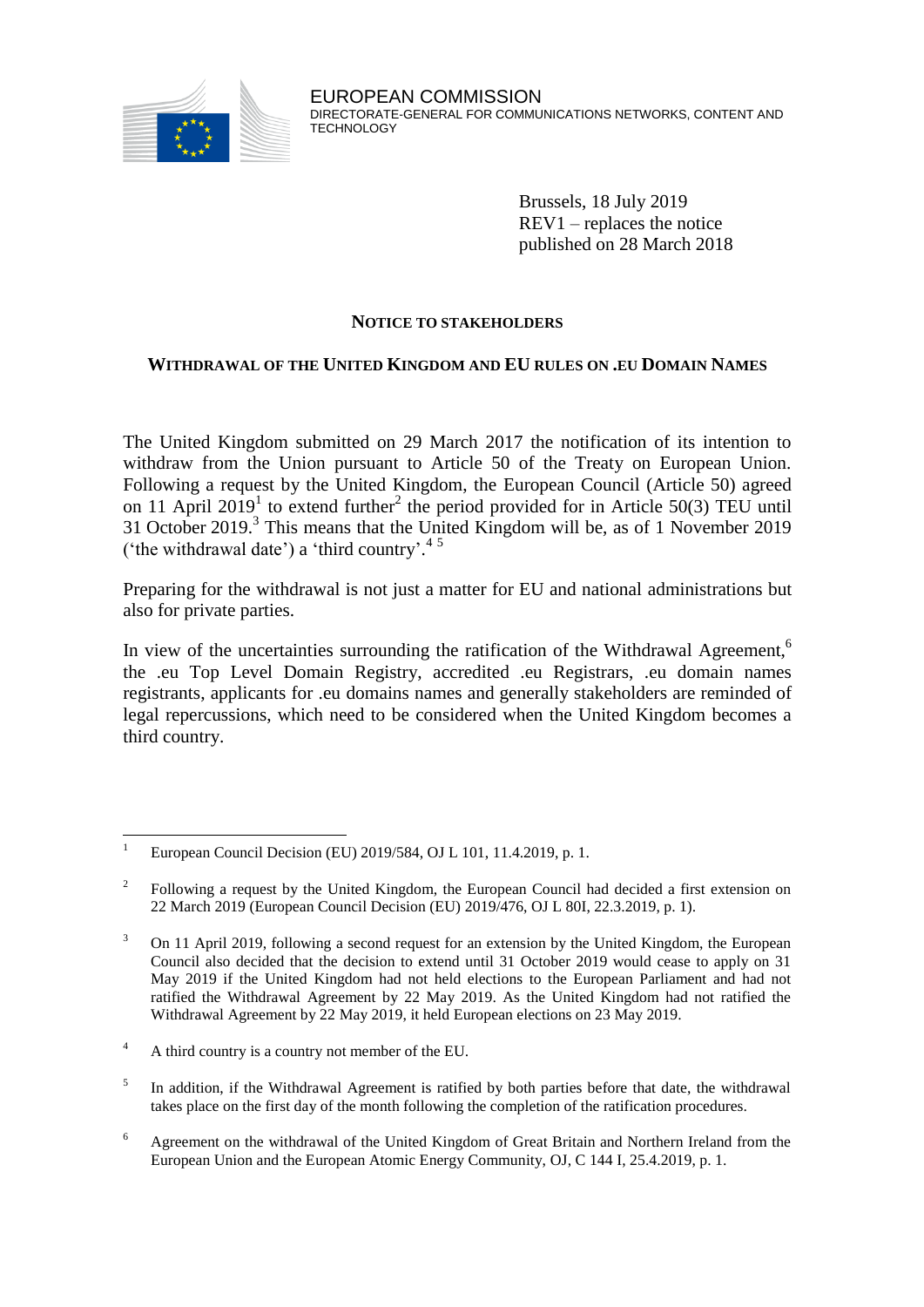EUROPEAN COMMISSION
DIRECTORATE-GENERAL FOR COMMUNICATIONS NETWORKS, CONTENT AND TECHNOLOGY

Brussels, 18 July 2019
REV1 – replaces the notice published on 28 March 2018

## NOTICE TO STAKEHOLDERS

## WITHDRAWAL OF THE UNITED KINGDOM AND EU RULES ON .EU DOMAIN NAMES

The United Kingdom submitted on 29 March 2017 the notification of its intention to withdraw from the Union pursuant to Article 50 of the Treaty on European Union. Following a request by the United Kingdom, the European Council (Article 50) agreed on 11 April 2019[1] to extend further[2] the period provided for in Article 50(3) TEU until 31 October 2019.[3] This means that the United Kingdom will be, as of 1 November 2019 ('the withdrawal date') a 'third country'.[4] [5]

Preparing for the withdrawal is not just a matter for EU and national administrations but also for private parties.

In view of the uncertainties surrounding the ratification of the Withdrawal Agreement,[6] the .eu Top Level Domain Registry, accredited .eu Registrars, .eu domain names registrants, applicants for .eu domains names and generally stakeholders are reminded of legal repercussions, which need to be considered when the United Kingdom becomes a third country.

---

[1] European Council Decision (EU) 2019/584, OJ L 101, 11.4.2019, p. 1.

[2] Following a request by the United Kingdom, the European Council had decided a first extension on 22 March 2019 (European Council Decision (EU) 2019/476, OJ L 80I, 22.3.2019, p. 1).

[3] On 11 April 2019, following a second request for an extension by the United Kingdom, the European Council also decided that the decision to extend until 31 October 2019 would cease to apply on 31 May 2019 if the United Kingdom had not held elections to the European Parliament and had not ratified the Withdrawal Agreement by 22 May 2019. As the United Kingdom had not ratified the Withdrawal Agreement by 22 May 2019, it held European elections on 23 May 2019.

[4] A third country is a country not member of the EU.

[5] In addition, if the Withdrawal Agreement is ratified by both parties before that date, the withdrawal takes place on the first day of the month following the completion of the ratification procedures.

[6] Agreement on the withdrawal of the United Kingdom of Great Britain and Northern Ireland from the European Union and the European Atomic Energy Community, OJ, C 144 I, 25.4.2019, p. 1.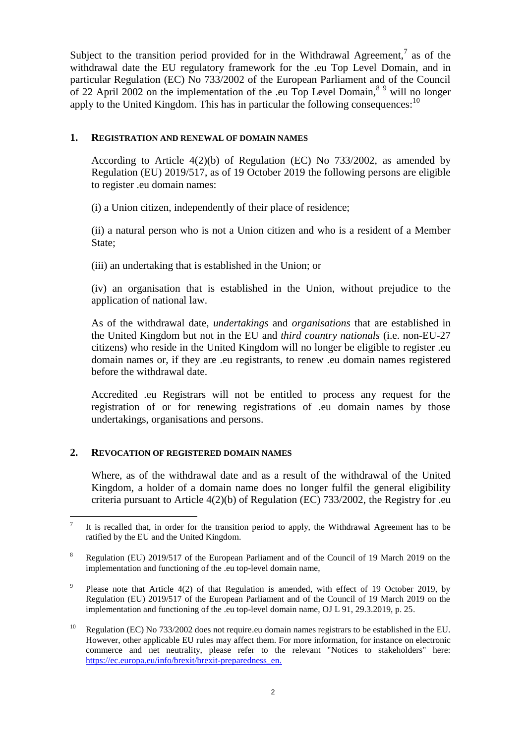Subject to the transition period provided for in the Withdrawal Agreement,[7] as of the withdrawal date the EU regulatory framework for the .eu Top Level Domain, and in particular Regulation (EC) No 733/2002 of the European Parliament and of the Council of 22 April 2002 on the implementation of the .eu Top Level Domain,[8] [9] will no longer apply to the United Kingdom. This has in particular the following consequences:[10]

## 1. Registration and renewal of domain names

According to Article 4(2)(b) of Regulation (EC) No 733/2002, as amended by Regulation (EU) 2019/517, as of 19 October 2019 the following persons are eligible to register .eu domain names:

(i) a Union citizen, independently of their place of residence;

(ii) a natural person who is not a Union citizen and who is a resident of a Member State;

(iii) an undertaking that is established in the Union; or

(iv) an organisation that is established in the Union, without prejudice to the application of national law.

As of the withdrawal date, *undertakings* and *organisations* that are established in the United Kingdom but not in the EU and *third country nationals* (i.e. non-EU-27 citizens) who reside in the United Kingdom will no longer be eligible to register .eu domain names or, if they are .eu registrants, to renew .eu domain names registered before the withdrawal date.

Accredited .eu Registrars will not be entitled to process any request for the registration of or for renewing registrations of .eu domain names by those undertakings, organisations and persons.

## 2. Revocation of registered domain names

Where, as of the withdrawal date and as a result of the withdrawal of the United Kingdom, a holder of a domain name does no longer fulfil the general eligibility criteria pursuant to Article 4(2)(b) of Regulation (EC) 733/2002, the Registry for .eu

---

[7] It is recalled that, in order for the transition period to apply, the Withdrawal Agreement has to be ratified by the EU and the United Kingdom.

[8] Regulation (EU) 2019/517 of the European Parliament and of the Council of 19 March 2019 on the implementation and functioning of the .eu top-level domain name,

[9] Please note that Article 4(2) of that Regulation is amended, with effect of 19 October 2019, by Regulation (EU) 2019/517 of the European Parliament and of the Council of 19 March 2019 on the implementation and functioning of the .eu top-level domain name, OJ L 91, 29.3.2019, p. 25.

[10] Regulation (EC) No 733/2002 does not require.eu domain names registrars to be established in the EU. However, other applicable EU rules may affect them. For more information, for instance on electronic commerce and net neutrality, please refer to the relevant "Notices to stakeholders" here: https://ec.europa.eu/info/brexit/brexit-preparedness_en.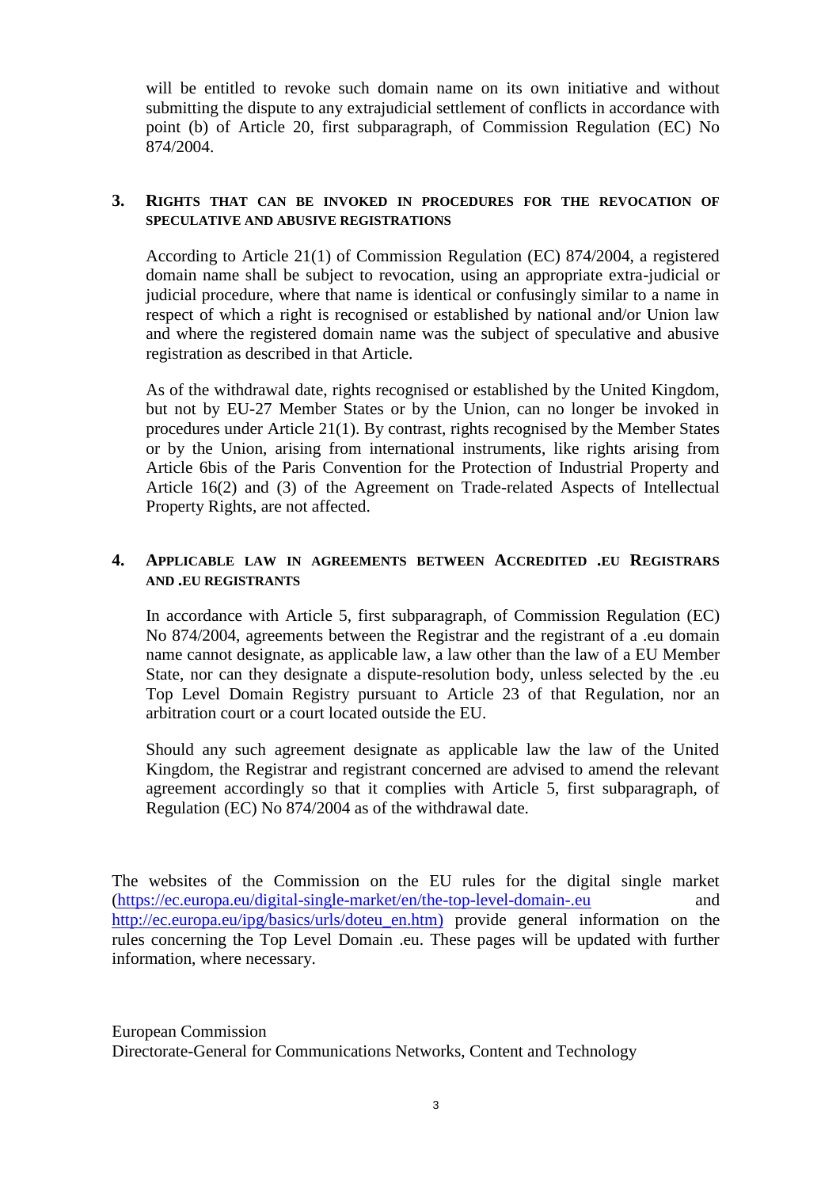will be entitled to revoke such domain name on its own initiative and without submitting the dispute to any extrajudicial settlement of conflicts in accordance with point (b) of Article 20, first subparagraph, of Commission Regulation (EC) No 874/2004.

## 3. Rights that can be invoked in procedures for the revocation of speculative and abusive registrations

According to Article 21(1) of Commission Regulation (EC) 874/2004, a registered domain name shall be subject to revocation, using an appropriate extra-judicial or judicial procedure, where that name is identical or confusingly similar to a name in respect of which a right is recognised or established by national and/or Union law and where the registered domain name was the subject of speculative and abusive registration as described in that Article.

As of the withdrawal date, rights recognised or established by the United Kingdom, but not by EU-27 Member States or by the Union, can no longer be invoked in procedures under Article 21(1). By contrast, rights recognised by the Member States or by the Union, including rights arising from international instruments, like rights arising from Article 6bis of the Paris Convention for the Protection of Industrial Property and Article 16(2) and (3) of the Agreement on Trade-related Aspects of Intellectual Property Rights, are not affected.

## 4. Applicable law in agreements between Accredited .eu Registrars and .eu registrants

In accordance with Article 5, first subparagraph, of Commission Regulation (EC) No 874/2004, agreements between the Registrar and the registrant of a .eu domain name cannot designate, as applicable law, a law other than the law of a EU Member State, nor can they designate a dispute-resolution body, unless selected by the .eu Top Level Domain Registry pursuant to Article 23 of that Regulation, nor an arbitration court or a court located outside the EU.

Should any such agreement designate as applicable law the law of the United Kingdom, the Registrar and registrant concerned are advised to amend the relevant agreement accordingly so that it complies with Article 5, first subparagraph, of Regulation (EC) No 874/2004 as of the withdrawal date.

The websites of the Commission on the EU rules for the digital single market (https://ec.europa.eu/digital-single-market/en/the-top-level-domain-.eu and http://ec.europa.eu/ipg/basics/urls/doteu_en.htm) provide general information on the rules concerning the Top Level Domain .eu. These pages will be updated with further information, where necessary.

European Commission
Directorate-General for Communications Networks, Content and Technology